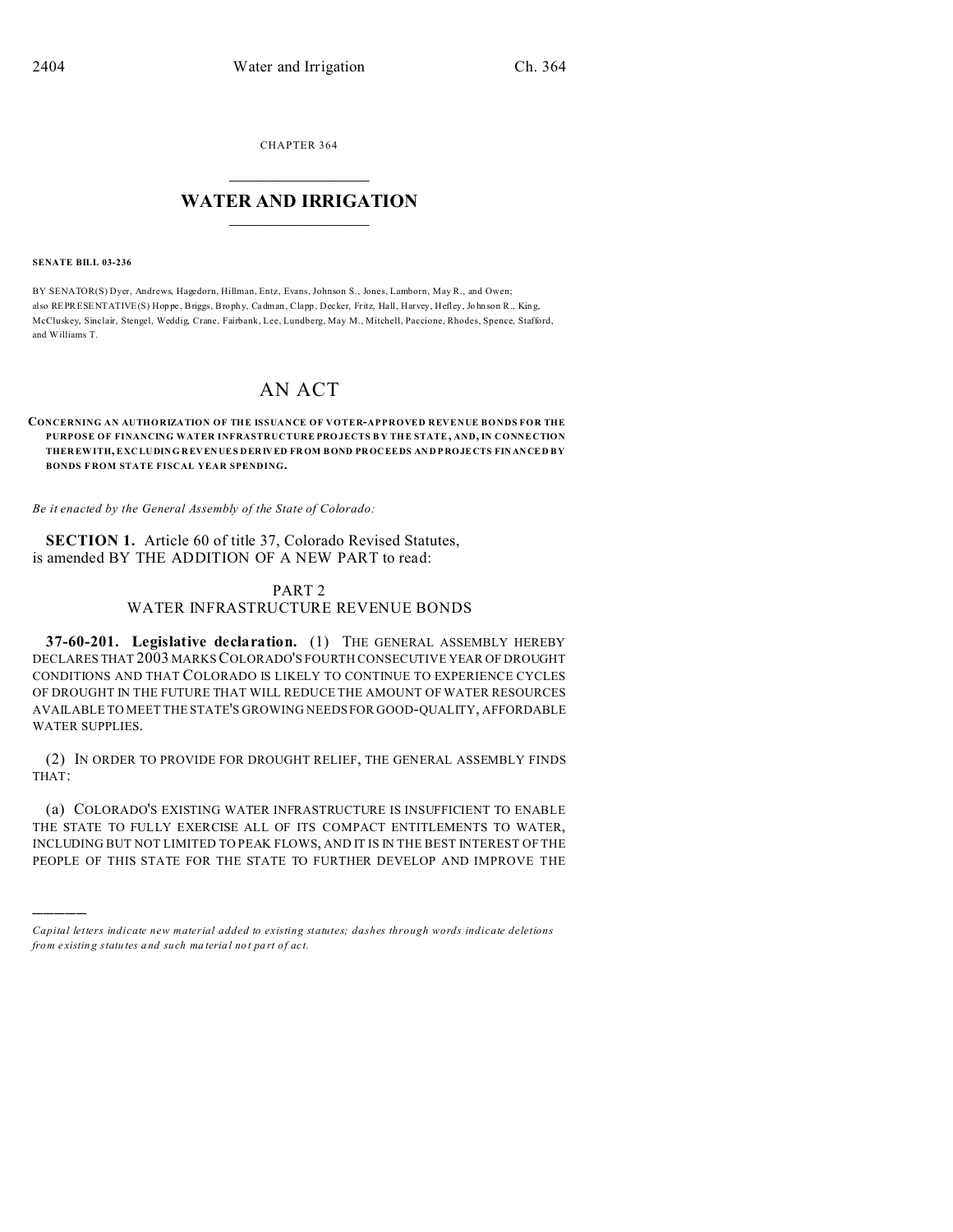CHAPTER 364

# WATER AND IRRIGATION

**SENATE BILL 03-236**

BY SENATOR(S) Dyer, Andrews, Hagedorn, Hillman, Entz, Evans, Johnson S., Jones, Lamborn, May R., and Owen;
also REPRESENTATIVE(S) Hoppe, Briggs, Brophy, Cadman, Clapp, Decker, Fritz, Hall, Harvey, Hefley, Johnson R., King, McCluskey, Sinclair, Stengel, Weddig, Crane, Fairbank, Lee, Lundberg, May M., Mitchell, Paccione, Rhodes, Spence, Stafford, and Williams T.

# AN ACT

**CONCERNING AN AUTHORIZATION OF THE ISSUANCE OF VOTER-APPROVED REVENUE BONDS FOR THE PURPOSE OF FINANCING WATER INFRASTRUCTURE PROJECTS BY THE STATE, AND, IN CONNECTION THEREWITH, EXCLUDING REVENUES DERIVED FROM BOND PROCEEDS AND PROJECTS FINANCED BY BONDS FROM STATE FISCAL YEAR SPENDING.**

*Be it enacted by the General Assembly of the State of Colorado:*

**SECTION 1.** Article 60 of title 37, Colorado Revised Statutes, is amended BY THE ADDITION OF A NEW PART to read:

PART 2
WATER INFRASTRUCTURE REVENUE BONDS

**37-60-201. Legislative declaration.** (1) THE GENERAL ASSEMBLY HEREBY DECLARES THAT 2003 MARKS COLORADO'S FOURTH CONSECUTIVE YEAR OF DROUGHT CONDITIONS AND THAT COLORADO IS LIKELY TO CONTINUE TO EXPERIENCE CYCLES OF DROUGHT IN THE FUTURE THAT WILL REDUCE THE AMOUNT OF WATER RESOURCES AVAILABLE TO MEET THE STATE'S GROWING NEEDS FOR GOOD-QUALITY, AFFORDABLE WATER SUPPLIES.

(2) IN ORDER TO PROVIDE FOR DROUGHT RELIEF, THE GENERAL ASSEMBLY FINDS THAT:

(a) COLORADO'S EXISTING WATER INFRASTRUCTURE IS INSUFFICIENT TO ENABLE THE STATE TO FULLY EXERCISE ALL OF ITS COMPACT ENTITLEMENTS TO WATER, INCLUDING BUT NOT LIMITED TO PEAK FLOWS, AND IT IS IN THE BEST INTEREST OF THE PEOPLE OF THIS STATE FOR THE STATE TO FURTHER DEVELOP AND IMPROVE THE

————

*Capital letters indicate new material added to existing statutes; dashes through words indicate deletions from existing statutes and such material not part of act.*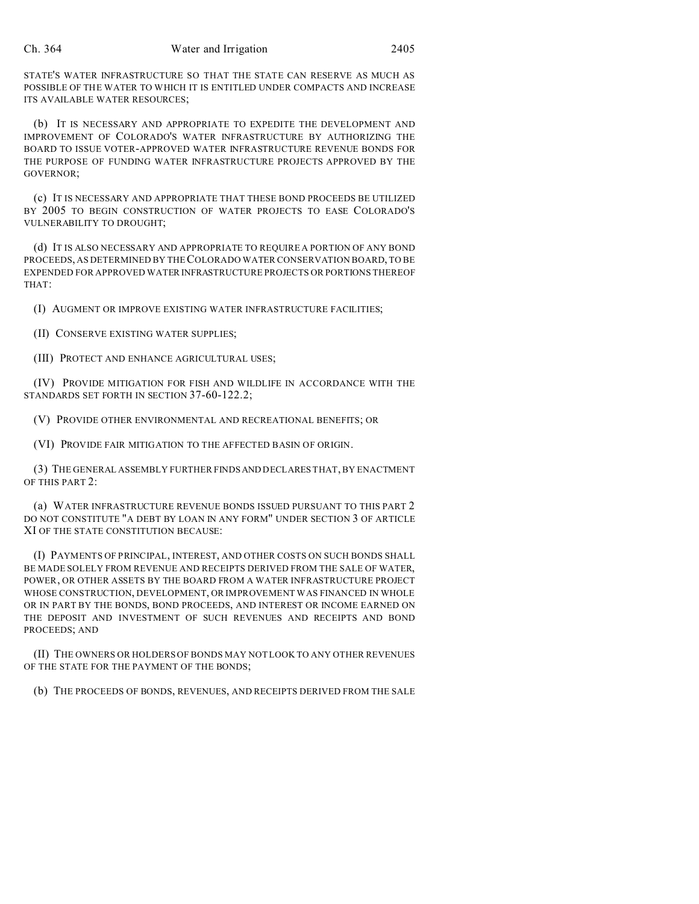STATE'S WATER INFRASTRUCTURE SO THAT THE STATE CAN RESERVE AS MUCH AS POSSIBLE OF THE WATER TO WHICH IT IS ENTITLED UNDER COMPACTS AND INCREASE ITS AVAILABLE WATER RESOURCES;

(b) IT IS NECESSARY AND APPROPRIATE TO EXPEDITE THE DEVELOPMENT AND IMPROVEMENT OF COLORADO'S WATER INFRASTRUCTURE BY AUTHORIZING THE BOARD TO ISSUE VOTER-APPROVED WATER INFRASTRUCTURE REVENUE BONDS FOR THE PURPOSE OF FUNDING WATER INFRASTRUCTURE PROJECTS APPROVED BY THE GOVERNOR;

(c) IT IS NECESSARY AND APPROPRIATE THAT THESE BOND PROCEEDS BE UTILIZED BY 2005 TO BEGIN CONSTRUCTION OF WATER PROJECTS TO EASE COLORADO'S VULNERABILITY TO DROUGHT;

(d) IT IS ALSO NECESSARY AND APPROPRIATE TO REQUIRE A PORTION OF ANY BOND PROCEEDS, AS DETERMINED BY THE COLORADO WATER CONSERVATION BOARD, TO BE EXPENDED FOR APPROVED WATER INFRASTRUCTURE PROJECTS OR PORTIONS THEREOF THAT:

(I) AUGMENT OR IMPROVE EXISTING WATER INFRASTRUCTURE FACILITIES;

(II) CONSERVE EXISTING WATER SUPPLIES;

(III) PROTECT AND ENHANCE AGRICULTURAL USES;

(IV) PROVIDE MITIGATION FOR FISH AND WILDLIFE IN ACCORDANCE WITH THE STANDARDS SET FORTH IN SECTION 37-60-122.2;

(V) PROVIDE OTHER ENVIRONMENTAL AND RECREATIONAL BENEFITS; OR

(VI) PROVIDE FAIR MITIGATION TO THE AFFECTED BASIN OF ORIGIN.

(3) THE GENERAL ASSEMBLY FURTHER FINDS AND DECLARES THAT, BY ENACTMENT OF THIS PART 2:

(a) WATER INFRASTRUCTURE REVENUE BONDS ISSUED PURSUANT TO THIS PART 2 DO NOT CONSTITUTE "A DEBT BY LOAN IN ANY FORM" UNDER SECTION 3 OF ARTICLE XI OF THE STATE CONSTITUTION BECAUSE:

(I) PAYMENTS OF PRINCIPAL, INTEREST, AND OTHER COSTS ON SUCH BONDS SHALL BE MADE SOLELY FROM REVENUE AND RECEIPTS DERIVED FROM THE SALE OF WATER, POWER, OR OTHER ASSETS BY THE BOARD FROM A WATER INFRASTRUCTURE PROJECT WHOSE CONSTRUCTION, DEVELOPMENT, OR IMPROVEMENT WAS FINANCED IN WHOLE OR IN PART BY THE BONDS, BOND PROCEEDS, AND INTEREST OR INCOME EARNED ON THE DEPOSIT AND INVESTMENT OF SUCH REVENUES AND RECEIPTS AND BOND PROCEEDS; AND

(II) THE OWNERS OR HOLDERS OF BONDS MAY NOT LOOK TO ANY OTHER REVENUES OF THE STATE FOR THE PAYMENT OF THE BONDS;

(b) THE PROCEEDS OF BONDS, REVENUES, AND RECEIPTS DERIVED FROM THE SALE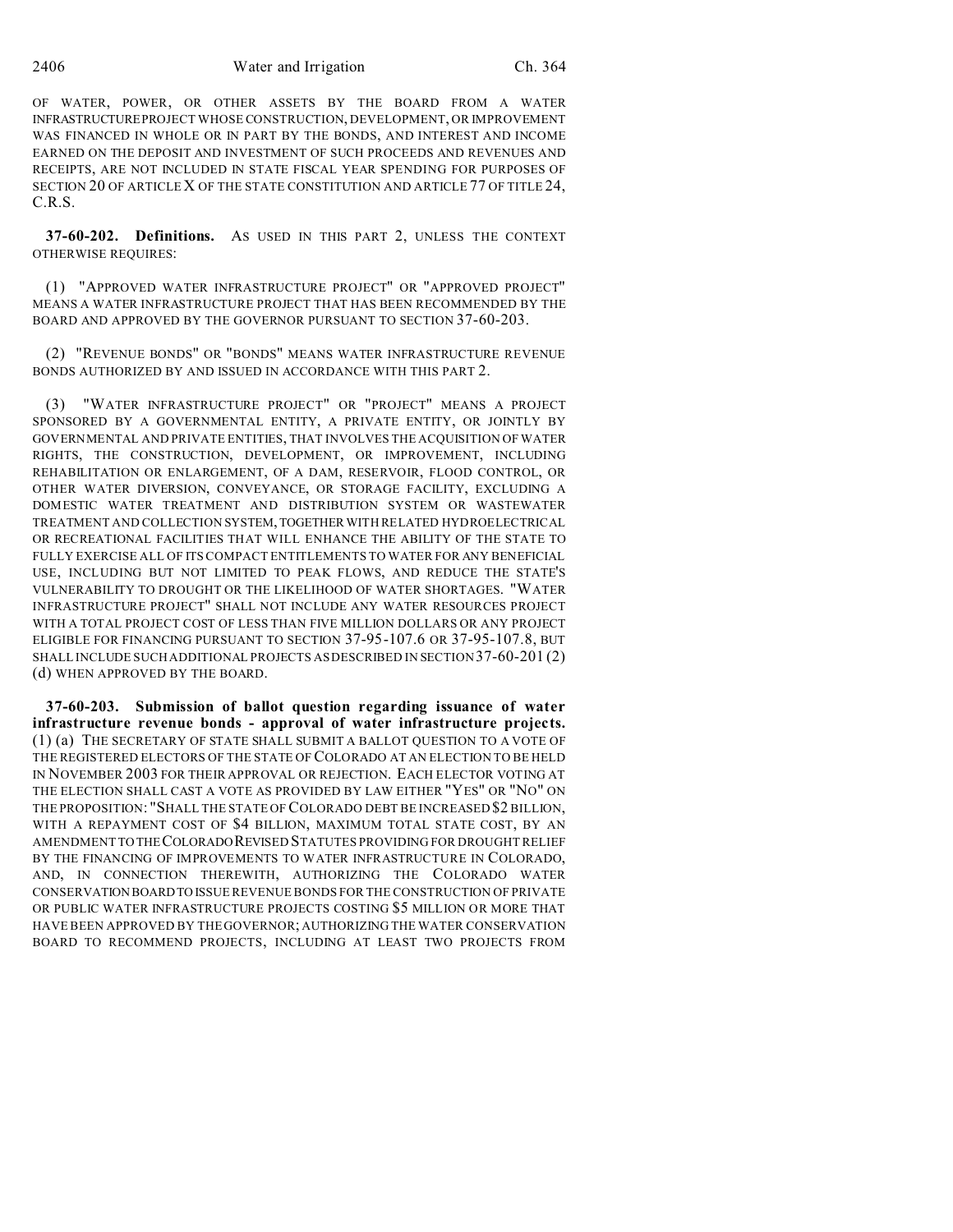OF WATER, POWER, OR OTHER ASSETS BY THE BOARD FROM A WATER INFRASTRUCTURE PROJECT WHOSE CONSTRUCTION, DEVELOPMENT, OR IMPROVEMENT WAS FINANCED IN WHOLE OR IN PART BY THE BONDS, AND INTEREST AND INCOME EARNED ON THE DEPOSIT AND INVESTMENT OF SUCH PROCEEDS AND REVENUES AND RECEIPTS, ARE NOT INCLUDED IN STATE FISCAL YEAR SPENDING FOR PURPOSES OF SECTION 20 OF ARTICLE X OF THE STATE CONSTITUTION AND ARTICLE 77 OF TITLE 24, C.R.S.

**37-60-202. Definitions.** AS USED IN THIS PART 2, UNLESS THE CONTEXT OTHERWISE REQUIRES:

(1) "APPROVED WATER INFRASTRUCTURE PROJECT" OR "APPROVED PROJECT" MEANS A WATER INFRASTRUCTURE PROJECT THAT HAS BEEN RECOMMENDED BY THE BOARD AND APPROVED BY THE GOVERNOR PURSUANT TO SECTION 37-60-203.

(2) "REVENUE BONDS" OR "BONDS" MEANS WATER INFRASTRUCTURE REVENUE BONDS AUTHORIZED BY AND ISSUED IN ACCORDANCE WITH THIS PART 2.

(3) "WATER INFRASTRUCTURE PROJECT" OR "PROJECT" MEANS A PROJECT SPONSORED BY A GOVERNMENTAL ENTITY, A PRIVATE ENTITY, OR JOINTLY BY GOVERNMENTAL AND PRIVATE ENTITIES, THAT INVOLVES THE ACQUISITION OF WATER RIGHTS, THE CONSTRUCTION, DEVELOPMENT, OR IMPROVEMENT, INCLUDING REHABILITATION OR ENLARGEMENT, OF A DAM, RESERVOIR, FLOOD CONTROL, OR OTHER WATER DIVERSION, CONVEYANCE, OR STORAGE FACILITY, EXCLUDING A DOMESTIC WATER TREATMENT AND DISTRIBUTION SYSTEM OR WASTEWATER TREATMENT AND COLLECTION SYSTEM, TOGETHER WITH RELATED HYDROELECTRICAL OR RECREATIONAL FACILITIES THAT WILL ENHANCE THE ABILITY OF THE STATE TO FULLY EXERCISE ALL OF ITS COMPACT ENTITLEMENTS TO WATER FOR ANY BENEFICIAL USE, INCLUDING BUT NOT LIMITED TO PEAK FLOWS, AND REDUCE THE STATE'S VULNERABILITY TO DROUGHT OR THE LIKELIHOOD OF WATER SHORTAGES. "WATER INFRASTRUCTURE PROJECT" SHALL NOT INCLUDE ANY WATER RESOURCES PROJECT WITH A TOTAL PROJECT COST OF LESS THAN FIVE MILLION DOLLARS OR ANY PROJECT ELIGIBLE FOR FINANCING PURSUANT TO SECTION 37-95-107.6 OR 37-95-107.8, BUT SHALL INCLUDE SUCH ADDITIONAL PROJECTS AS DESCRIBED IN SECTION 37-60-201 (2) (d) WHEN APPROVED BY THE BOARD.

**37-60-203. Submission of ballot question regarding issuance of water infrastructure revenue bonds - approval of water infrastructure projects.** (1) (a) THE SECRETARY OF STATE SHALL SUBMIT A BALLOT QUESTION TO A VOTE OF THE REGISTERED ELECTORS OF THE STATE OF COLORADO AT AN ELECTION TO BE HELD IN NOVEMBER 2003 FOR THEIR APPROVAL OR REJECTION. EACH ELECTOR VOTING AT THE ELECTION SHALL CAST A VOTE AS PROVIDED BY LAW EITHER "YES" OR "NO" ON THE PROPOSITION: "SHALL THE STATE OF COLORADO DEBT BE INCREASED $2 BILLION, WITH A REPAYMENT COST OF $4 BILLION, MAXIMUM TOTAL STATE COST, BY AN AMENDMENT TO THE COLORADO REVISED STATUTES PROVIDING FOR DROUGHT RELIEF BY THE FINANCING OF IMPROVEMENTS TO WATER INFRASTRUCTURE IN COLORADO, AND, IN CONNECTION THEREWITH, AUTHORIZING THE COLORADO WATER CONSERVATION BOARD TO ISSUE REVENUE BONDS FOR THE CONSTRUCTION OF PRIVATE OR PUBLIC WATER INFRASTRUCTURE PROJECTS COSTING $5 MILLION OR MORE THAT HAVE BEEN APPROVED BY THE GOVERNOR; AUTHORIZING THE WATER CONSERVATION BOARD TO RECOMMEND PROJECTS, INCLUDING AT LEAST TWO PROJECTS FROM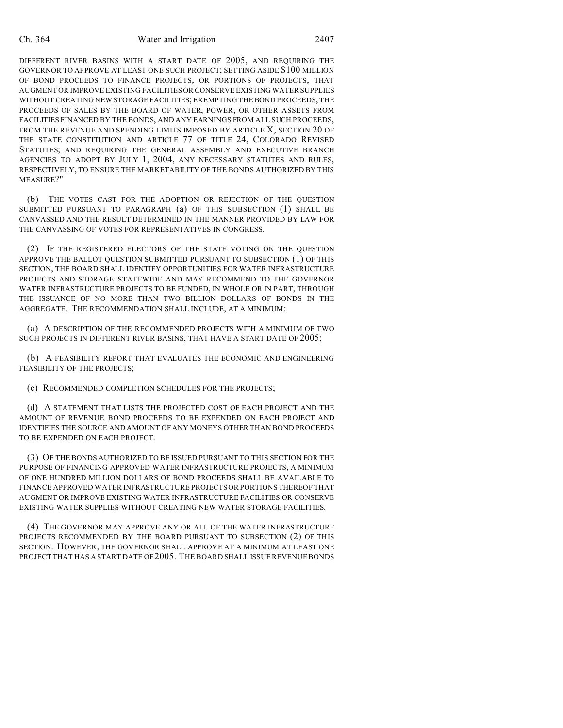DIFFERENT RIVER BASINS WITH A START DATE OF 2005, AND REQUIRING THE GOVERNOR TO APPROVE AT LEAST ONE SUCH PROJECT; SETTING ASIDE $100 MILLION OF BOND PROCEEDS TO FINANCE PROJECTS, OR PORTIONS OF PROJECTS, THAT AUGMENT OR IMPROVE EXISTING FACILITIES OR CONSERVE EXISTING WATER SUPPLIES WITHOUT CREATING NEW STORAGE FACILITIES; EXEMPTING THE BOND PROCEEDS, THE PROCEEDS OF SALES BY THE BOARD OF WATER, POWER, OR OTHER ASSETS FROM FACILITIES FINANCED BY THE BONDS, AND ANY EARNINGS FROM ALL SUCH PROCEEDS, FROM THE REVENUE AND SPENDING LIMITS IMPOSED BY ARTICLE X, SECTION 20 OF THE STATE CONSTITUTION AND ARTICLE 77 OF TITLE 24, COLORADO REVISED STATUTES; AND REQUIRING THE GENERAL ASSEMBLY AND EXECUTIVE BRANCH AGENCIES TO ADOPT BY JULY 1, 2004, ANY NECESSARY STATUTES AND RULES, RESPECTIVELY, TO ENSURE THE MARKETABILITY OF THE BONDS AUTHORIZED BY THIS MEASURE?"

(b) THE VOTES CAST FOR THE ADOPTION OR REJECTION OF THE QUESTION SUBMITTED PURSUANT TO PARAGRAPH (a) OF THIS SUBSECTION (1) SHALL BE CANVASSED AND THE RESULT DETERMINED IN THE MANNER PROVIDED BY LAW FOR THE CANVASSING OF VOTES FOR REPRESENTATIVES IN CONGRESS.

(2) IF THE REGISTERED ELECTORS OF THE STATE VOTING ON THE QUESTION APPROVE THE BALLOT QUESTION SUBMITTED PURSUANT TO SUBSECTION (1) OF THIS SECTION, THE BOARD SHALL IDENTIFY OPPORTUNITIES FOR WATER INFRASTRUCTURE PROJECTS AND STORAGE STATEWIDE AND MAY RECOMMEND TO THE GOVERNOR WATER INFRASTRUCTURE PROJECTS TO BE FUNDED, IN WHOLE OR IN PART, THROUGH THE ISSUANCE OF NO MORE THAN TWO BILLION DOLLARS OF BONDS IN THE AGGREGATE. THE RECOMMENDATION SHALL INCLUDE, AT A MINIMUM:

(a) A DESCRIPTION OF THE RECOMMENDED PROJECTS WITH A MINIMUM OF TWO SUCH PROJECTS IN DIFFERENT RIVER BASINS, THAT HAVE A START DATE OF 2005;

(b) A FEASIBILITY REPORT THAT EVALUATES THE ECONOMIC AND ENGINEERING FEASIBILITY OF THE PROJECTS;

(c) RECOMMENDED COMPLETION SCHEDULES FOR THE PROJECTS;

(d) A STATEMENT THAT LISTS THE PROJECTED COST OF EACH PROJECT AND THE AMOUNT OF REVENUE BOND PROCEEDS TO BE EXPENDED ON EACH PROJECT AND IDENTIFIES THE SOURCE AND AMOUNT OF ANY MONEYS OTHER THAN BOND PROCEEDS TO BE EXPENDED ON EACH PROJECT.

(3) OF THE BONDS AUTHORIZED TO BE ISSUED PURSUANT TO THIS SECTION FOR THE PURPOSE OF FINANCING APPROVED WATER INFRASTRUCTURE PROJECTS, A MINIMUM OF ONE HUNDRED MILLION DOLLARS OF BOND PROCEEDS SHALL BE AVAILABLE TO FINANCE APPROVED WATER INFRASTRUCTURE PROJECTS OR PORTIONS THEREOF THAT AUGMENT OR IMPROVE EXISTING WATER INFRASTRUCTURE FACILITIES OR CONSERVE EXISTING WATER SUPPLIES WITHOUT CREATING NEW WATER STORAGE FACILITIES.

(4) THE GOVERNOR MAY APPROVE ANY OR ALL OF THE WATER INFRASTRUCTURE PROJECTS RECOMMENDED BY THE BOARD PURSUANT TO SUBSECTION (2) OF THIS SECTION. HOWEVER, THE GOVERNOR SHALL APPROVE AT A MINIMUM AT LEAST ONE PROJECT THAT HAS A START DATE OF 2005. THE BOARD SHALL ISSUE REVENUE BONDS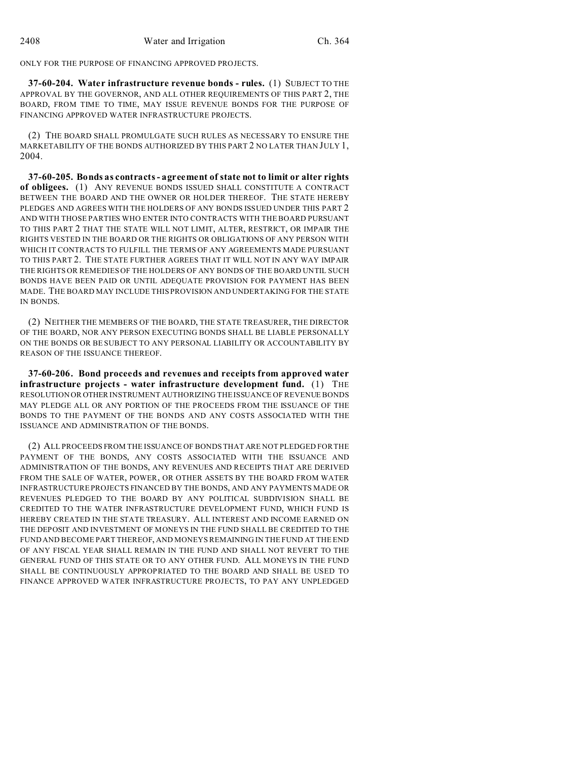ONLY FOR THE PURPOSE OF FINANCING APPROVED PROJECTS.

**37-60-204. Water infrastructure revenue bonds - rules.** (1) SUBJECT TO THE APPROVAL BY THE GOVERNOR, AND ALL OTHER REQUIREMENTS OF THIS PART 2, THE BOARD, FROM TIME TO TIME, MAY ISSUE REVENUE BONDS FOR THE PURPOSE OF FINANCING APPROVED WATER INFRASTRUCTURE PROJECTS.

(2) THE BOARD SHALL PROMULGATE SUCH RULES AS NECESSARY TO ENSURE THE MARKETABILITY OF THE BONDS AUTHORIZED BY THIS PART 2 NO LATER THAN JULY 1, 2004.

**37-60-205. Bonds as contracts - agreement of state not to limit or alter rights of obligees.** (1) ANY REVENUE BONDS ISSUED SHALL CONSTITUTE A CONTRACT BETWEEN THE BOARD AND THE OWNER OR HOLDER THEREOF. THE STATE HEREBY PLEDGES AND AGREES WITH THE HOLDERS OF ANY BONDS ISSUED UNDER THIS PART 2 AND WITH THOSE PARTIES WHO ENTER INTO CONTRACTS WITH THE BOARD PURSUANT TO THIS PART 2 THAT THE STATE WILL NOT LIMIT, ALTER, RESTRICT, OR IMPAIR THE RIGHTS VESTED IN THE BOARD OR THE RIGHTS OR OBLIGATIONS OF ANY PERSON WITH WHICH IT CONTRACTS TO FULFILL THE TERMS OF ANY AGREEMENTS MADE PURSUANT TO THIS PART 2. THE STATE FURTHER AGREES THAT IT WILL NOT IN ANY WAY IMPAIR THE RIGHTS OR REMEDIES OF THE HOLDERS OF ANY BONDS OF THE BOARD UNTIL SUCH BONDS HAVE BEEN PAID OR UNTIL ADEQUATE PROVISION FOR PAYMENT HAS BEEN MADE. THE BOARD MAY INCLUDE THIS PROVISION AND UNDERTAKING FOR THE STATE IN BONDS.

(2) NEITHER THE MEMBERS OF THE BOARD, THE STATE TREASURER, THE DIRECTOR OF THE BOARD, NOR ANY PERSON EXECUTING BONDS SHALL BE LIABLE PERSONALLY ON THE BONDS OR BE SUBJECT TO ANY PERSONAL LIABILITY OR ACCOUNTABILITY BY REASON OF THE ISSUANCE THEREOF.

**37-60-206. Bond proceeds and revenues and receipts from approved water infrastructure projects - water infrastructure development fund.** (1) THE RESOLUTION OR OTHER INSTRUMENT AUTHORIZING THE ISSUANCE OF REVENUE BONDS MAY PLEDGE ALL OR ANY PORTION OF THE PROCEEDS FROM THE ISSUANCE OF THE BONDS TO THE PAYMENT OF THE BONDS AND ANY COSTS ASSOCIATED WITH THE ISSUANCE AND ADMINISTRATION OF THE BONDS.

(2) ALL PROCEEDS FROM THE ISSUANCE OF BONDS THAT ARE NOT PLEDGED FOR THE PAYMENT OF THE BONDS, ANY COSTS ASSOCIATED WITH THE ISSUANCE AND ADMINISTRATION OF THE BONDS, ANY REVENUES AND RECEIPTS THAT ARE DERIVED FROM THE SALE OF WATER, POWER, OR OTHER ASSETS BY THE BOARD FROM WATER INFRASTRUCTURE PROJECTS FINANCED BY THE BONDS, AND ANY PAYMENTS MADE OR REVENUES PLEDGED TO THE BOARD BY ANY POLITICAL SUBDIVISION SHALL BE CREDITED TO THE WATER INFRASTRUCTURE DEVELOPMENT FUND, WHICH FUND IS HEREBY CREATED IN THE STATE TREASURY. ALL INTEREST AND INCOME EARNED ON THE DEPOSIT AND INVESTMENT OF MONEYS IN THE FUND SHALL BE CREDITED TO THE FUND AND BECOME PART THEREOF, AND MONEYS REMAINING IN THE FUND AT THE END OF ANY FISCAL YEAR SHALL REMAIN IN THE FUND AND SHALL NOT REVERT TO THE GENERAL FUND OF THIS STATE OR TO ANY OTHER FUND. ALL MONEYS IN THE FUND SHALL BE CONTINUOUSLY APPROPRIATED TO THE BOARD AND SHALL BE USED TO FINANCE APPROVED WATER INFRASTRUCTURE PROJECTS, TO PAY ANY UNPLEDGED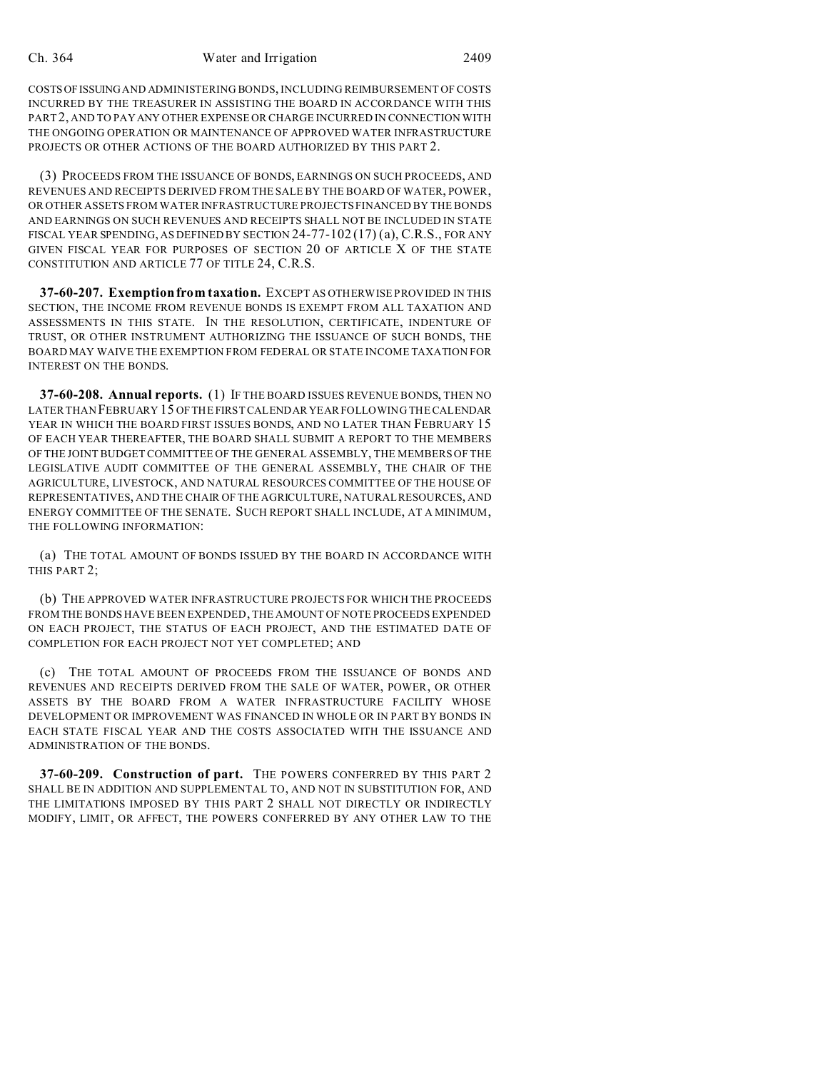COSTS OF ISSUING AND ADMINISTERING BONDS, INCLUDING REIMBURSEMENT OF COSTS INCURRED BY THE TREASURER IN ASSISTING THE BOARD IN ACCORDANCE WITH THIS PART 2, AND TO PAY ANY OTHER EXPENSE OR CHARGE INCURRED IN CONNECTION WITH THE ONGOING OPERATION OR MAINTENANCE OF APPROVED WATER INFRASTRUCTURE PROJECTS OR OTHER ACTIONS OF THE BOARD AUTHORIZED BY THIS PART 2.

(3) PROCEEDS FROM THE ISSUANCE OF BONDS, EARNINGS ON SUCH PROCEEDS, AND REVENUES AND RECEIPTS DERIVED FROM THE SALE BY THE BOARD OF WATER, POWER, OR OTHER ASSETS FROM WATER INFRASTRUCTURE PROJECTS FINANCED BY THE BONDS AND EARNINGS ON SUCH REVENUES AND RECEIPTS SHALL NOT BE INCLUDED IN STATE FISCAL YEAR SPENDING, AS DEFINED BY SECTION 24-77-102 (17) (a), C.R.S., FOR ANY GIVEN FISCAL YEAR FOR PURPOSES OF SECTION 20 OF ARTICLE X OF THE STATE CONSTITUTION AND ARTICLE 77 OF TITLE 24, C.R.S.

**37-60-207. Exemption from taxation.** EXCEPT AS OTHERWISE PROVIDED IN THIS SECTION, THE INCOME FROM REVENUE BONDS IS EXEMPT FROM ALL TAXATION AND ASSESSMENTS IN THIS STATE. IN THE RESOLUTION, CERTIFICATE, INDENTURE OF TRUST, OR OTHER INSTRUMENT AUTHORIZING THE ISSUANCE OF SUCH BONDS, THE BOARD MAY WAIVE THE EXEMPTION FROM FEDERAL OR STATE INCOME TAXATION FOR INTEREST ON THE BONDS.

**37-60-208. Annual reports.** (1) IF THE BOARD ISSUES REVENUE BONDS, THEN NO LATER THAN FEBRUARY 15 OF THE FIRST CALENDAR YEAR FOLLOWING THE CALENDAR YEAR IN WHICH THE BOARD FIRST ISSUES BONDS, AND NO LATER THAN FEBRUARY 15 OF EACH YEAR THEREAFTER, THE BOARD SHALL SUBMIT A REPORT TO THE MEMBERS OF THE JOINT BUDGET COMMITTEE OF THE GENERAL ASSEMBLY, THE MEMBERS OF THE LEGISLATIVE AUDIT COMMITTEE OF THE GENERAL ASSEMBLY, THE CHAIR OF THE AGRICULTURE, LIVESTOCK, AND NATURAL RESOURCES COMMITTEE OF THE HOUSE OF REPRESENTATIVES, AND THE CHAIR OF THE AGRICULTURE, NATURAL RESOURCES, AND ENERGY COMMITTEE OF THE SENATE. SUCH REPORT SHALL INCLUDE, AT A MINIMUM, THE FOLLOWING INFORMATION:

(a) THE TOTAL AMOUNT OF BONDS ISSUED BY THE BOARD IN ACCORDANCE WITH THIS PART 2;

(b) THE APPROVED WATER INFRASTRUCTURE PROJECTS FOR WHICH THE PROCEEDS FROM THE BONDS HAVE BEEN EXPENDED, THE AMOUNT OF NOTE PROCEEDS EXPENDED ON EACH PROJECT, THE STATUS OF EACH PROJECT, AND THE ESTIMATED DATE OF COMPLETION FOR EACH PROJECT NOT YET COMPLETED; AND

(c) THE TOTAL AMOUNT OF PROCEEDS FROM THE ISSUANCE OF BONDS AND REVENUES AND RECEIPTS DERIVED FROM THE SALE OF WATER, POWER, OR OTHER ASSETS BY THE BOARD FROM A WATER INFRASTRUCTURE FACILITY WHOSE DEVELOPMENT OR IMPROVEMENT WAS FINANCED IN WHOLE OR IN PART BY BONDS IN EACH STATE FISCAL YEAR AND THE COSTS ASSOCIATED WITH THE ISSUANCE AND ADMINISTRATION OF THE BONDS.

**37-60-209. Construction of part.** THE POWERS CONFERRED BY THIS PART 2 SHALL BE IN ADDITION AND SUPPLEMENTAL TO, AND NOT IN SUBSTITUTION FOR, AND THE LIMITATIONS IMPOSED BY THIS PART 2 SHALL NOT DIRECTLY OR INDIRECTLY MODIFY, LIMIT, OR AFFECT, THE POWERS CONFERRED BY ANY OTHER LAW TO THE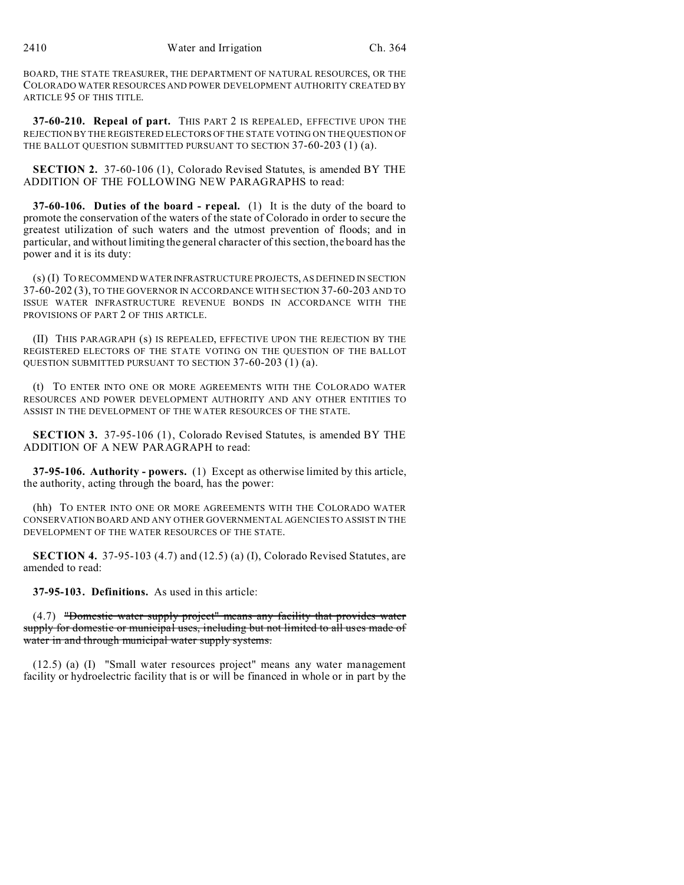BOARD, THE STATE TREASURER, THE DEPARTMENT OF NATURAL RESOURCES, OR THE COLORADO WATER RESOURCES AND POWER DEVELOPMENT AUTHORITY CREATED BY ARTICLE 95 OF THIS TITLE.

**37-60-210. Repeal of part.** THIS PART 2 IS REPEALED, EFFECTIVE UPON THE REJECTION BY THE REGISTERED ELECTORS OF THE STATE VOTING ON THE QUESTION OF THE BALLOT QUESTION SUBMITTED PURSUANT TO SECTION 37-60-203 (1) (a).

**SECTION 2.** 37-60-106 (1), Colorado Revised Statutes, is amended BY THE ADDITION OF THE FOLLOWING NEW PARAGRAPHS to read:

**37-60-106. Duties of the board - repeal.** (1) It is the duty of the board to promote the conservation of the waters of the state of Colorado in order to secure the greatest utilization of such waters and the utmost prevention of floods; and in particular, and without limiting the general character of this section, the board has the power and it is its duty:

(s) (I) TO RECOMMEND WATER INFRASTRUCTURE PROJECTS, AS DEFINED IN SECTION 37-60-202 (3), TO THE GOVERNOR IN ACCORDANCE WITH SECTION 37-60-203 AND TO ISSUE WATER INFRASTRUCTURE REVENUE BONDS IN ACCORDANCE WITH THE PROVISIONS OF PART 2 OF THIS ARTICLE.

(II) THIS PARAGRAPH (s) IS REPEALED, EFFECTIVE UPON THE REJECTION BY THE REGISTERED ELECTORS OF THE STATE VOTING ON THE QUESTION OF THE BALLOT QUESTION SUBMITTED PURSUANT TO SECTION 37-60-203 (1) (a).

(t) TO ENTER INTO ONE OR MORE AGREEMENTS WITH THE COLORADO WATER RESOURCES AND POWER DEVELOPMENT AUTHORITY AND ANY OTHER ENTITIES TO ASSIST IN THE DEVELOPMENT OF THE WATER RESOURCES OF THE STATE.

**SECTION 3.** 37-95-106 (1), Colorado Revised Statutes, is amended BY THE ADDITION OF A NEW PARAGRAPH to read:

**37-95-106. Authority - powers.** (1) Except as otherwise limited by this article, the authority, acting through the board, has the power:

(hh) TO ENTER INTO ONE OR MORE AGREEMENTS WITH THE COLORADO WATER CONSERVATION BOARD AND ANY OTHER GOVERNMENTAL AGENCIES TO ASSIST IN THE DEVELOPMENT OF THE WATER RESOURCES OF THE STATE.

**SECTION 4.** 37-95-103 (4.7) and (12.5) (a) (I), Colorado Revised Statutes, are amended to read:

**37-95-103. Definitions.** As used in this article:

(4.7) ~~"Domestic water supply project" means any facility that provides water supply for domestic or municipal uses, including but not limited to all uses made of water in and through municipal water supply systems.~~

(12.5) (a) (I) "Small water resources project" means any water management facility or hydroelectric facility that is or will be financed in whole or in part by the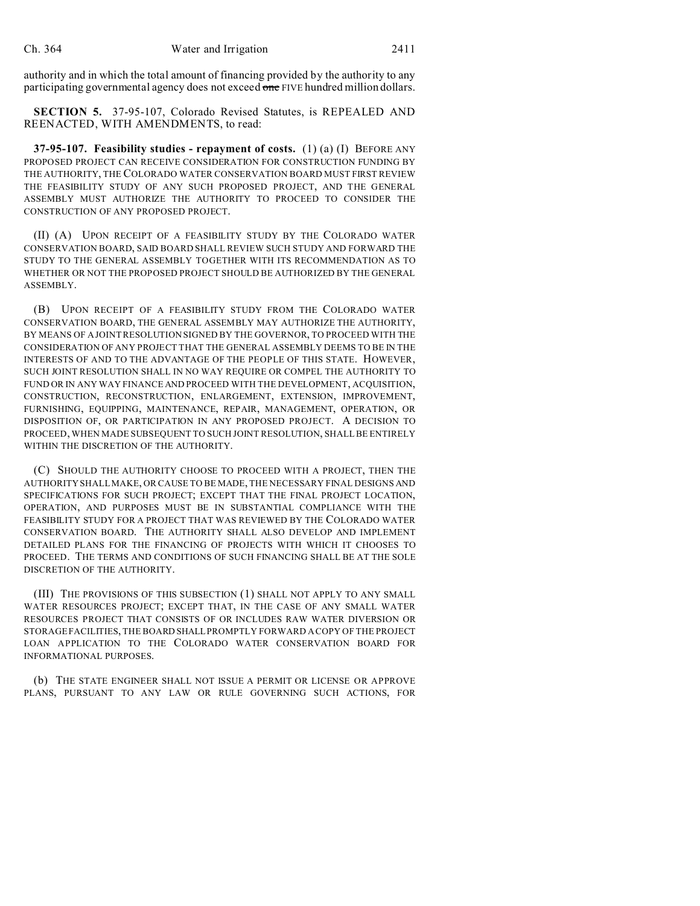authority and in which the total amount of financing provided by the authority to any participating governmental agency does not exceed ~~one~~ FIVE hundred million dollars.

**SECTION 5.** 37-95-107, Colorado Revised Statutes, is REPEALED AND REENACTED, WITH AMENDMENTS, to read:

**37-95-107. Feasibility studies - repayment of costs.** (1) (a) (I) BEFORE ANY PROPOSED PROJECT CAN RECEIVE CONSIDERATION FOR CONSTRUCTION FUNDING BY THE AUTHORITY, THE COLORADO WATER CONSERVATION BOARD MUST FIRST REVIEW THE FEASIBILITY STUDY OF ANY SUCH PROPOSED PROJECT, AND THE GENERAL ASSEMBLY MUST AUTHORIZE THE AUTHORITY TO PROCEED TO CONSIDER THE CONSTRUCTION OF ANY PROPOSED PROJECT.

(II) (A) UPON RECEIPT OF A FEASIBILITY STUDY BY THE COLORADO WATER CONSERVATION BOARD, SAID BOARD SHALL REVIEW SUCH STUDY AND FORWARD THE STUDY TO THE GENERAL ASSEMBLY TOGETHER WITH ITS RECOMMENDATION AS TO WHETHER OR NOT THE PROPOSED PROJECT SHOULD BE AUTHORIZED BY THE GENERAL ASSEMBLY.

(B) UPON RECEIPT OF A FEASIBILITY STUDY FROM THE COLORADO WATER CONSERVATION BOARD, THE GENERAL ASSEMBLY MAY AUTHORIZE THE AUTHORITY, BY MEANS OF A JOINT RESOLUTION SIGNED BY THE GOVERNOR, TO PROCEED WITH THE CONSIDERATION OF ANY PROJECT THAT THE GENERAL ASSEMBLY DEEMS TO BE IN THE INTERESTS OF AND TO THE ADVANTAGE OF THE PEOPLE OF THIS STATE. HOWEVER, SUCH JOINT RESOLUTION SHALL IN NO WAY REQUIRE OR COMPEL THE AUTHORITY TO FUND OR IN ANY WAY FINANCE AND PROCEED WITH THE DEVELOPMENT, ACQUISITION, CONSTRUCTION, RECONSTRUCTION, ENLARGEMENT, EXTENSION, IMPROVEMENT, FURNISHING, EQUIPPING, MAINTENANCE, REPAIR, MANAGEMENT, OPERATION, OR DISPOSITION OF, OR PARTICIPATION IN ANY PROPOSED PROJECT. A DECISION TO PROCEED, WHEN MADE SUBSEQUENT TO SUCH JOINT RESOLUTION, SHALL BE ENTIRELY WITHIN THE DISCRETION OF THE AUTHORITY.

(C) SHOULD THE AUTHORITY CHOOSE TO PROCEED WITH A PROJECT, THEN THE AUTHORITY SHALL MAKE, OR CAUSE TO BE MADE, THE NECESSARY FINAL DESIGNS AND SPECIFICATIONS FOR SUCH PROJECT; EXCEPT THAT THE FINAL PROJECT LOCATION, OPERATION, AND PURPOSES MUST BE IN SUBSTANTIAL COMPLIANCE WITH THE FEASIBILITY STUDY FOR A PROJECT THAT WAS REVIEWED BY THE COLORADO WATER CONSERVATION BOARD. THE AUTHORITY SHALL ALSO DEVELOP AND IMPLEMENT DETAILED PLANS FOR THE FINANCING OF PROJECTS WITH WHICH IT CHOOSES TO PROCEED. THE TERMS AND CONDITIONS OF SUCH FINANCING SHALL BE AT THE SOLE DISCRETION OF THE AUTHORITY.

(III) THE PROVISIONS OF THIS SUBSECTION (1) SHALL NOT APPLY TO ANY SMALL WATER RESOURCES PROJECT; EXCEPT THAT, IN THE CASE OF ANY SMALL WATER RESOURCES PROJECT THAT CONSISTS OF OR INCLUDES RAW WATER DIVERSION OR STORAGE FACILITIES, THE BOARD SHALL PROMPTLY FORWARD A COPY OF THE PROJECT LOAN APPLICATION TO THE COLORADO WATER CONSERVATION BOARD FOR INFORMATIONAL PURPOSES.

(b) THE STATE ENGINEER SHALL NOT ISSUE A PERMIT OR LICENSE OR APPROVE PLANS, PURSUANT TO ANY LAW OR RULE GOVERNING SUCH ACTIONS, FOR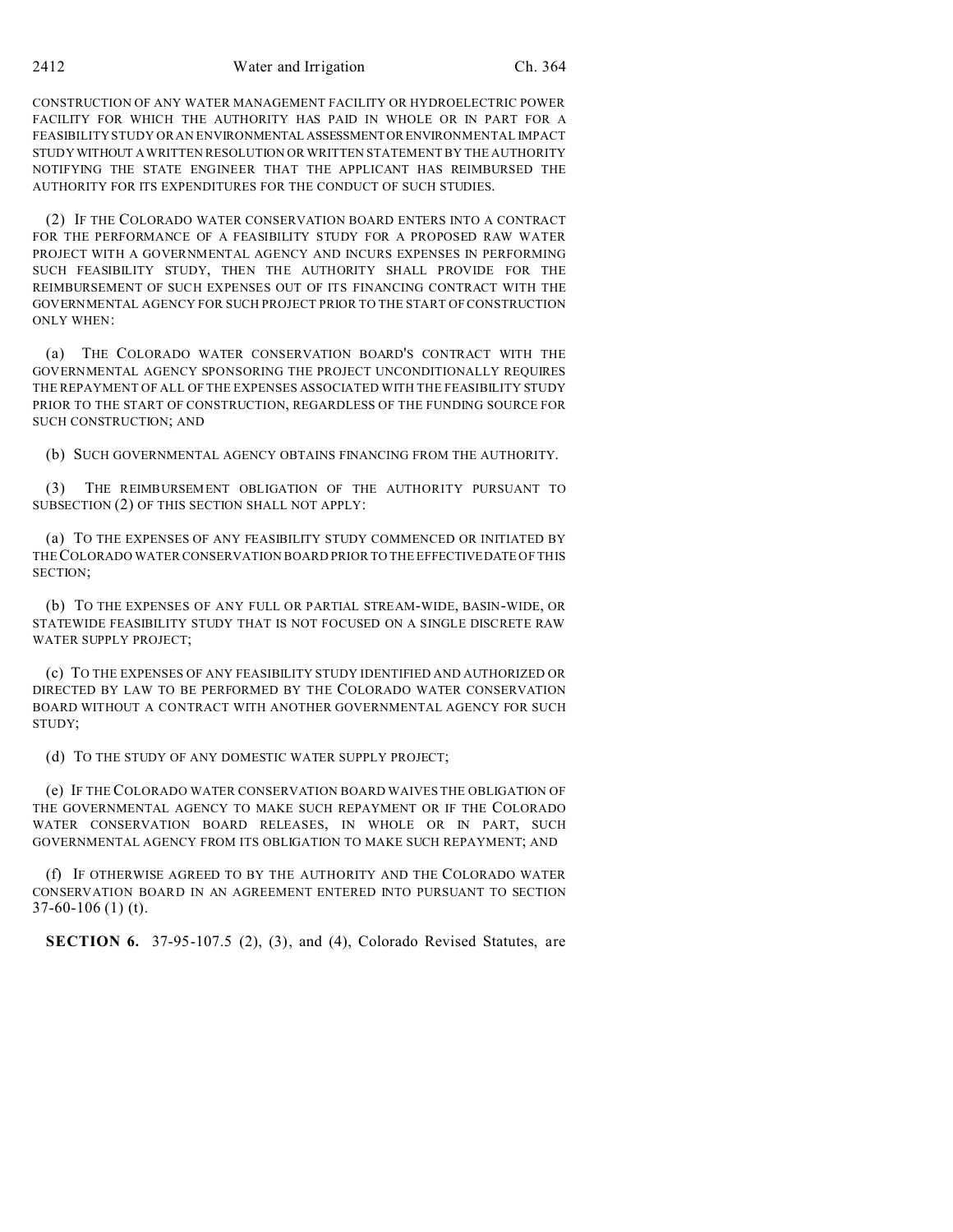CONSTRUCTION OF ANY WATER MANAGEMENT FACILITY OR HYDROELECTRIC POWER FACILITY FOR WHICH THE AUTHORITY HAS PAID IN WHOLE OR IN PART FOR A FEASIBILITY STUDY OR AN ENVIRONMENTAL ASSESSMENT OR ENVIRONMENTAL IMPACT STUDY WITHOUT A WRITTEN RESOLUTION OR WRITTEN STATEMENT BY THE AUTHORITY NOTIFYING THE STATE ENGINEER THAT THE APPLICANT HAS REIMBURSED THE AUTHORITY FOR ITS EXPENDITURES FOR THE CONDUCT OF SUCH STUDIES.

(2) IF THE COLORADO WATER CONSERVATION BOARD ENTERS INTO A CONTRACT FOR THE PERFORMANCE OF A FEASIBILITY STUDY FOR A PROPOSED RAW WATER PROJECT WITH A GOVERNMENTAL AGENCY AND INCURS EXPENSES IN PERFORMING SUCH FEASIBILITY STUDY, THEN THE AUTHORITY SHALL PROVIDE FOR THE REIMBURSEMENT OF SUCH EXPENSES OUT OF ITS FINANCING CONTRACT WITH THE GOVERNMENTAL AGENCY FOR SUCH PROJECT PRIOR TO THE START OF CONSTRUCTION ONLY WHEN:

(a) THE COLORADO WATER CONSERVATION BOARD'S CONTRACT WITH THE GOVERNMENTAL AGENCY SPONSORING THE PROJECT UNCONDITIONALLY REQUIRES THE REPAYMENT OF ALL OF THE EXPENSES ASSOCIATED WITH THE FEASIBILITY STUDY PRIOR TO THE START OF CONSTRUCTION, REGARDLESS OF THE FUNDING SOURCE FOR SUCH CONSTRUCTION; AND

(b) SUCH GOVERNMENTAL AGENCY OBTAINS FINANCING FROM THE AUTHORITY.

(3) THE REIMBURSEMENT OBLIGATION OF THE AUTHORITY PURSUANT TO SUBSECTION (2) OF THIS SECTION SHALL NOT APPLY:

(a) TO THE EXPENSES OF ANY FEASIBILITY STUDY COMMENCED OR INITIATED BY THE COLORADO WATER CONSERVATION BOARD PRIOR TO THE EFFECTIVE DATE OF THIS SECTION;

(b) TO THE EXPENSES OF ANY FULL OR PARTIAL STREAM-WIDE, BASIN-WIDE, OR STATEWIDE FEASIBILITY STUDY THAT IS NOT FOCUSED ON A SINGLE DISCRETE RAW WATER SUPPLY PROJECT;

(c) TO THE EXPENSES OF ANY FEASIBILITY STUDY IDENTIFIED AND AUTHORIZED OR DIRECTED BY LAW TO BE PERFORMED BY THE COLORADO WATER CONSERVATION BOARD WITHOUT A CONTRACT WITH ANOTHER GOVERNMENTAL AGENCY FOR SUCH STUDY;

(d) TO THE STUDY OF ANY DOMESTIC WATER SUPPLY PROJECT;

(e) IF THE COLORADO WATER CONSERVATION BOARD WAIVES THE OBLIGATION OF THE GOVERNMENTAL AGENCY TO MAKE SUCH REPAYMENT OR IF THE COLORADO WATER CONSERVATION BOARD RELEASES, IN WHOLE OR IN PART, SUCH GOVERNMENTAL AGENCY FROM ITS OBLIGATION TO MAKE SUCH REPAYMENT; AND

(f) IF OTHERWISE AGREED TO BY THE AUTHORITY AND THE COLORADO WATER CONSERVATION BOARD IN AN AGREEMENT ENTERED INTO PURSUANT TO SECTION 37-60-106 (1) (t).

**SECTION 6.** 37-95-107.5 (2), (3), and (4), Colorado Revised Statutes, are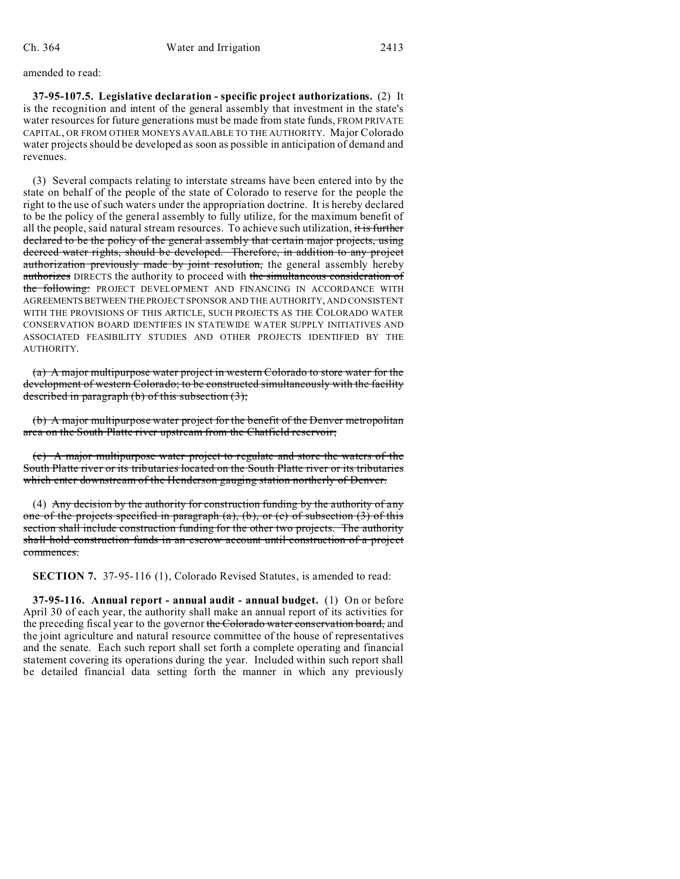amended to read:

**37-95-107.5. Legislative declaration - specific project authorizations.** (2) It is the recognition and intent of the general assembly that investment in the state's water resources for future generations must be made from state funds, FROM PRIVATE CAPITAL, OR FROM OTHER MONEYS AVAILABLE TO THE AUTHORITY. Major Colorado water projects should be developed as soon as possible in anticipation of demand and revenues.

(3) Several compacts relating to interstate streams have been entered into by the state on behalf of the people of the state of Colorado to reserve for the people the right to the use of such waters under the appropriation doctrine. It is hereby declared to be the policy of the general assembly to fully utilize, for the maximum benefit of all the people, said natural stream resources. To achieve such utilization, ~~it is further declared to be the policy of the general assembly that certain major projects, using decreed water rights, should be developed. Therefore, in addition to any project authorization previously made by joint resolution,~~ the general assembly hereby ~~authorizes~~ DIRECTS the authority to proceed with ~~the simultaneous consideration of the following:~~ PROJECT DEVELOPMENT AND FINANCING IN ACCORDANCE WITH AGREEMENTS BETWEEN THE PROJECT SPONSOR AND THE AUTHORITY, AND CONSISTENT WITH THE PROVISIONS OF THIS ARTICLE, SUCH PROJECTS AS THE COLORADO WATER CONSERVATION BOARD IDENTIFIES IN STATEWIDE WATER SUPPLY INITIATIVES AND ASSOCIATED FEASIBILITY STUDIES AND OTHER PROJECTS IDENTIFIED BY THE AUTHORITY.

~~(a) A major multipurpose water project in western Colorado to store water for the development of western Colorado; to be constructed simultaneously with the facility described in paragraph (b) of this subsection (3);~~

~~(b) A major multipurpose water project for the benefit of the Denver metropolitan area on the South Platte river upstream from the Chatfield reservoir;~~

~~(c) A major multipurpose water project to regulate and store the waters of the South Platte river or its tributaries located on the South Platte river or its tributaries which enter downstream of the Henderson gauging station northerly of Denver.~~

(4) ~~Any decision by the authority for construction funding by the authority of any one of the projects specified in paragraph (a), (b), or (c) of subsection (3) of this section shall include construction funding for the other two projects. The authority shall hold construction funds in an escrow account until construction of a project commences.~~

**SECTION 7.** 37-95-116 (1), Colorado Revised Statutes, is amended to read:

**37-95-116. Annual report - annual audit - annual budget.** (1) On or before April 30 of each year, the authority shall make an annual report of its activities for the preceding fiscal year to the governor ~~the Colorado water conservation board,~~ and the joint agriculture and natural resource committee of the house of representatives and the senate. Each such report shall set forth a complete operating and financial statement covering its operations during the year. Included within such report shall be detailed financial data setting forth the manner in which any previously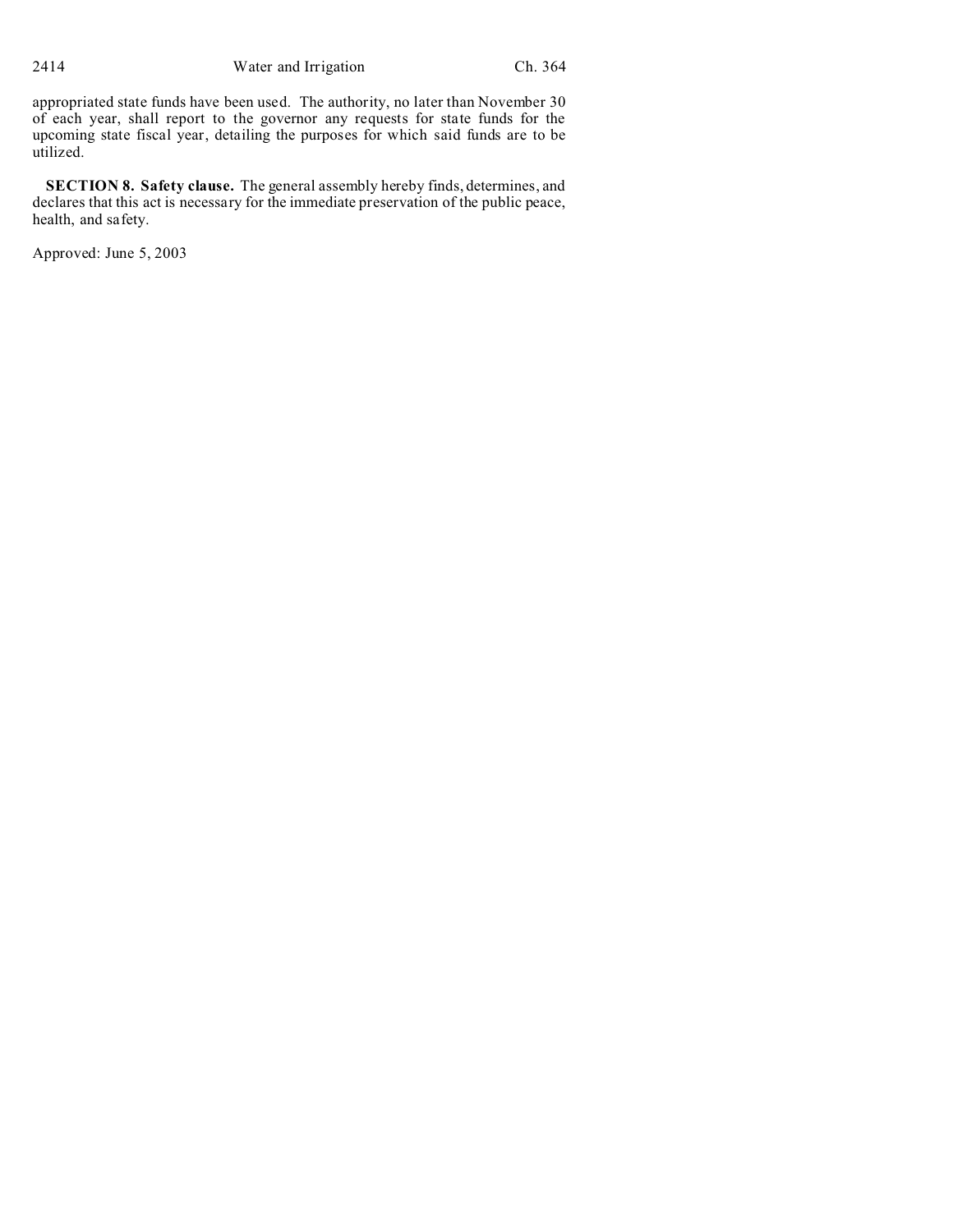appropriated state funds have been used. The authority, no later than November 30 of each year, shall report to the governor any requests for state funds for the upcoming state fiscal year, detailing the purposes for which said funds are to be utilized.

**SECTION 8. Safety clause.** The general assembly hereby finds, determines, and declares that this act is necessary for the immediate preservation of the public peace, health, and safety.

Approved: June 5, 2003